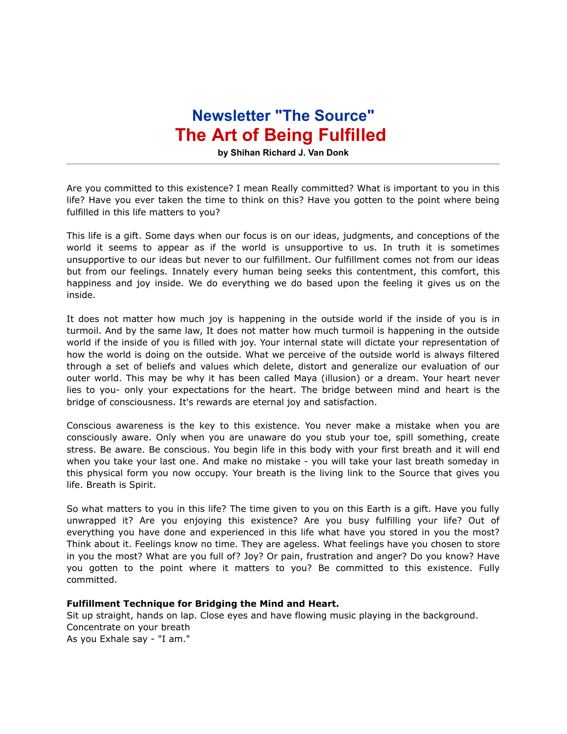# Newsletter "The Source"
# The Art of Being Fulfilled

**by Shihan Richard J. Van Donk**

---

Are you committed to this existence? I mean Really committed? What is important to you in this life? Have you ever taken the time to think on this? Have you gotten to the point where being fulfilled in this life matters to you?

This life is a gift. Some days when our focus is on our ideas, judgments, and conceptions of the world it seems to appear as if the world is unsupportive to us. In truth it is sometimes unsupportive to our ideas but never to our fulfillment. Our fulfillment comes not from our ideas but from our feelings. Innately every human being seeks this contentment, this comfort, this happiness and joy inside. We do everything we do based upon the feeling it gives us on the inside.

It does not matter how much joy is happening in the outside world if the inside of you is in turmoil. And by the same law, It does not matter how much turmoil is happening in the outside world if the inside of you is filled with joy. Your internal state will dictate your representation of how the world is doing on the outside. What we perceive of the outside world is always filtered through a set of beliefs and values which delete, distort and generalize our evaluation of our outer world. This may be why it has been called Maya (illusion) or a dream. Your heart never lies to you- only your expectations for the heart. The bridge between mind and heart is the bridge of consciousness. It's rewards are eternal joy and satisfaction.

Conscious awareness is the key to this existence. You never make a mistake when you are consciously aware. Only when you are unaware do you stub your toe, spill something, create stress. Be aware. Be conscious. You begin life in this body with your first breath and it will end when you take your last one. And make no mistake - you will take your last breath someday in this physical form you now occupy. Your breath is the living link to the Source that gives you life. Breath is Spirit.

So what matters to you in this life? The time given to you on this Earth is a gift. Have you fully unwrapped it? Are you enjoying this existence? Are you busy fulfilling your life? Out of everything you have done and experienced in this life what have you stored in you the most? Think about it. Feelings know no time. They are ageless. What feelings have you chosen to store in you the most? What are you full of? Joy? Or pain, frustration and anger? Do you know? Have you gotten to the point where it matters to you? Be committed to this existence. Fully committed.

**Fulfillment Technique for Bridging the Mind and Heart.**
Sit up straight, hands on lap. Close eyes and have flowing music playing in the background.
Concentrate on your breath
As you Exhale say - "I am."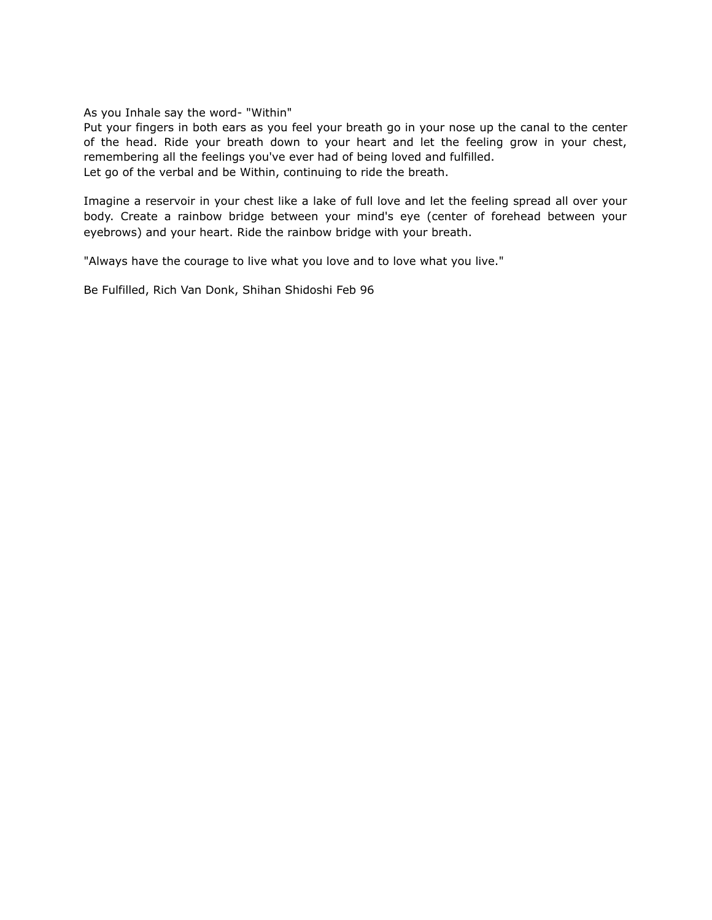As you Inhale say the word- "Within"
Put your fingers in both ears as you feel your breath go in your nose up the canal to the center of the head. Ride your breath down to your heart and let the feeling grow in your chest, remembering all the feelings you've ever had of being loved and fulfilled.
Let go of the verbal and be Within, continuing to ride the breath.

Imagine a reservoir in your chest like a lake of full love and let the feeling spread all over your body. Create a rainbow bridge between your mind's eye (center of forehead between your eyebrows) and your heart. Ride the rainbow bridge with your breath.

"Always have the courage to live what you love and to love what you live."

Be Fulfilled, Rich Van Donk, Shihan Shidoshi Feb 96